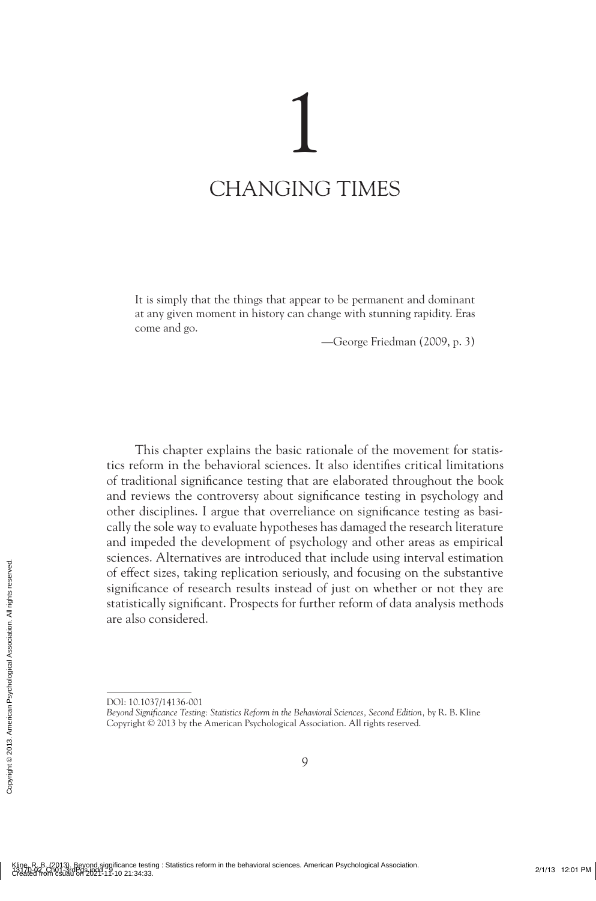# 1

# CHANGING TIMES

> It is simply that the things that appear to be permanent and dominant at any given moment in history can change with stunning rapidity. Eras come and go.
>
> —George Friedman (2009, p. 3)

This chapter explains the basic rationale of the movement for statistics reform in the behavioral sciences. It also identifies critical limitations of traditional significance testing that are elaborated throughout the book and reviews the controversy about significance testing in psychology and other disciplines. I argue that overreliance on significance testing as basically the sole way to evaluate hypotheses has damaged the research literature and impeded the development of psychology and other areas as empirical sciences. Alternatives are introduced that include using interval estimation of effect sizes, taking replication seriously, and focusing on the substantive significance of research results instead of just on whether or not they are statistically significant. Prospects for further reform of data analysis methods are also considered.

DOI: 10.1037/14136-001
*Beyond Significance Testing: Statistics Reform in the Behavioral Sciences, Second Edition,* by R. B. Kline
Copyright © 2013 by the American Psychological Association. All rights reserved.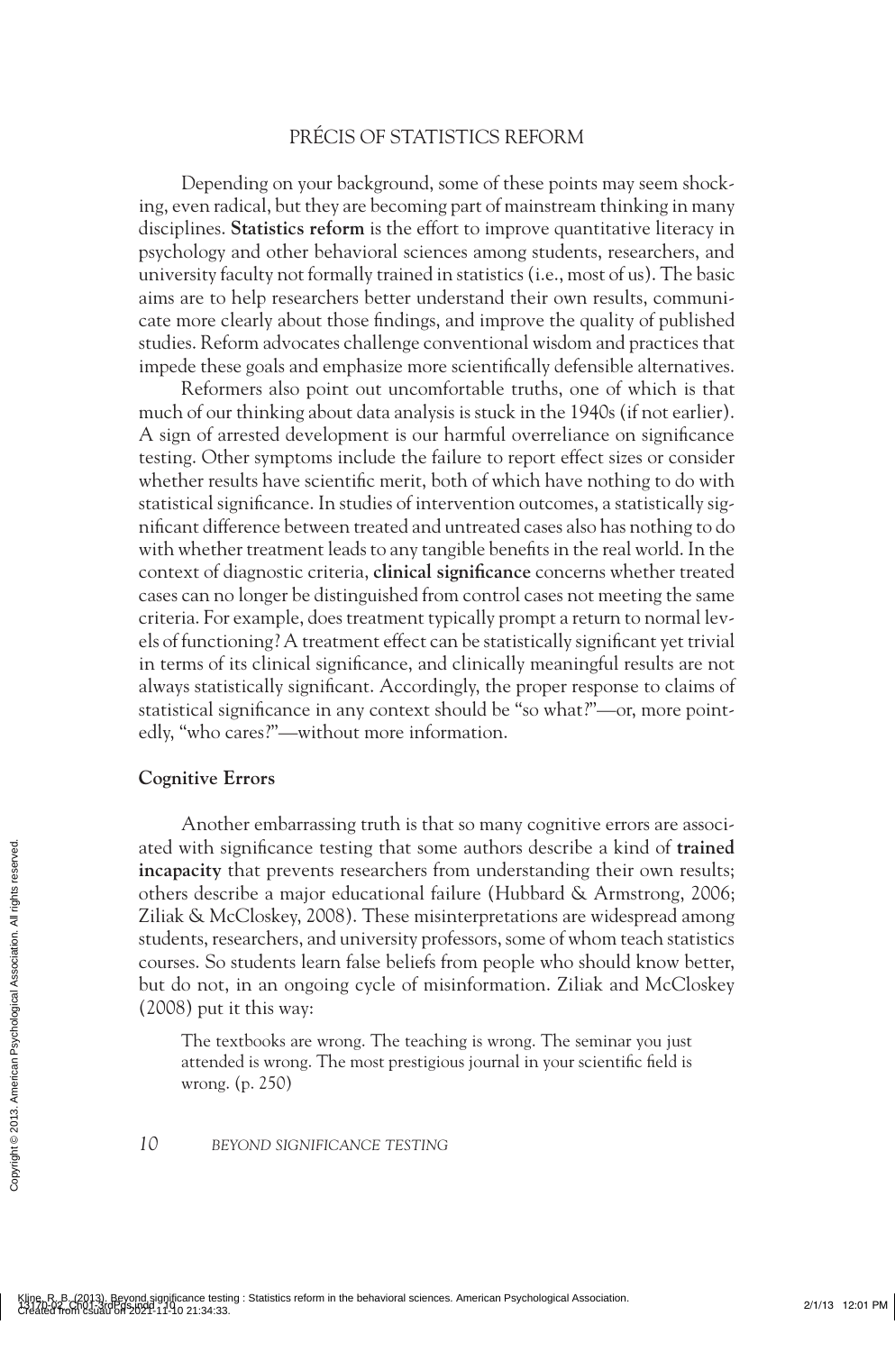## PRÉCIS OF STATISTICS REFORM

Depending on your background, some of these points may seem shocking, even radical, but they are becoming part of mainstream thinking in many disciplines. **Statistics reform** is the effort to improve quantitative literacy in psychology and other behavioral sciences among students, researchers, and university faculty not formally trained in statistics (i.e., most of us). The basic aims are to help researchers better understand their own results, communicate more clearly about those findings, and improve the quality of published studies. Reform advocates challenge conventional wisdom and practices that impede these goals and emphasize more scientifically defensible alternatives.

Reformers also point out uncomfortable truths, one of which is that much of our thinking about data analysis is stuck in the 1940s (if not earlier). A sign of arrested development is our harmful overreliance on significance testing. Other symptoms include the failure to report effect sizes or consider whether results have scientific merit, both of which have nothing to do with statistical significance. In studies of intervention outcomes, a statistically significant difference between treated and untreated cases also has nothing to do with whether treatment leads to any tangible benefits in the real world. In the context of diagnostic criteria, **clinical significance** concerns whether treated cases can no longer be distinguished from control cases not meeting the same criteria. For example, does treatment typically prompt a return to normal levels of functioning? A treatment effect can be statistically significant yet trivial in terms of its clinical significance, and clinically meaningful results are not always statistically significant. Accordingly, the proper response to claims of statistical significance in any context should be "so what?"—or, more pointedly, "who cares?"—without more information.

### Cognitive Errors

Another embarrassing truth is that so many cognitive errors are associated with significance testing that some authors describe a kind of **trained incapacity** that prevents researchers from understanding their own results; others describe a major educational failure (Hubbard & Armstrong, 2006; Ziliak & McCloskey, 2008). These misinterpretations are widespread among students, researchers, and university professors, some of whom teach statistics courses. So students learn false beliefs from people who should know better, but do not, in an ongoing cycle of misinformation. Ziliak and McCloskey (2008) put it this way:

> The textbooks are wrong. The teaching is wrong. The seminar you just attended is wrong. The most prestigious journal in your scientific field is wrong. (p. 250)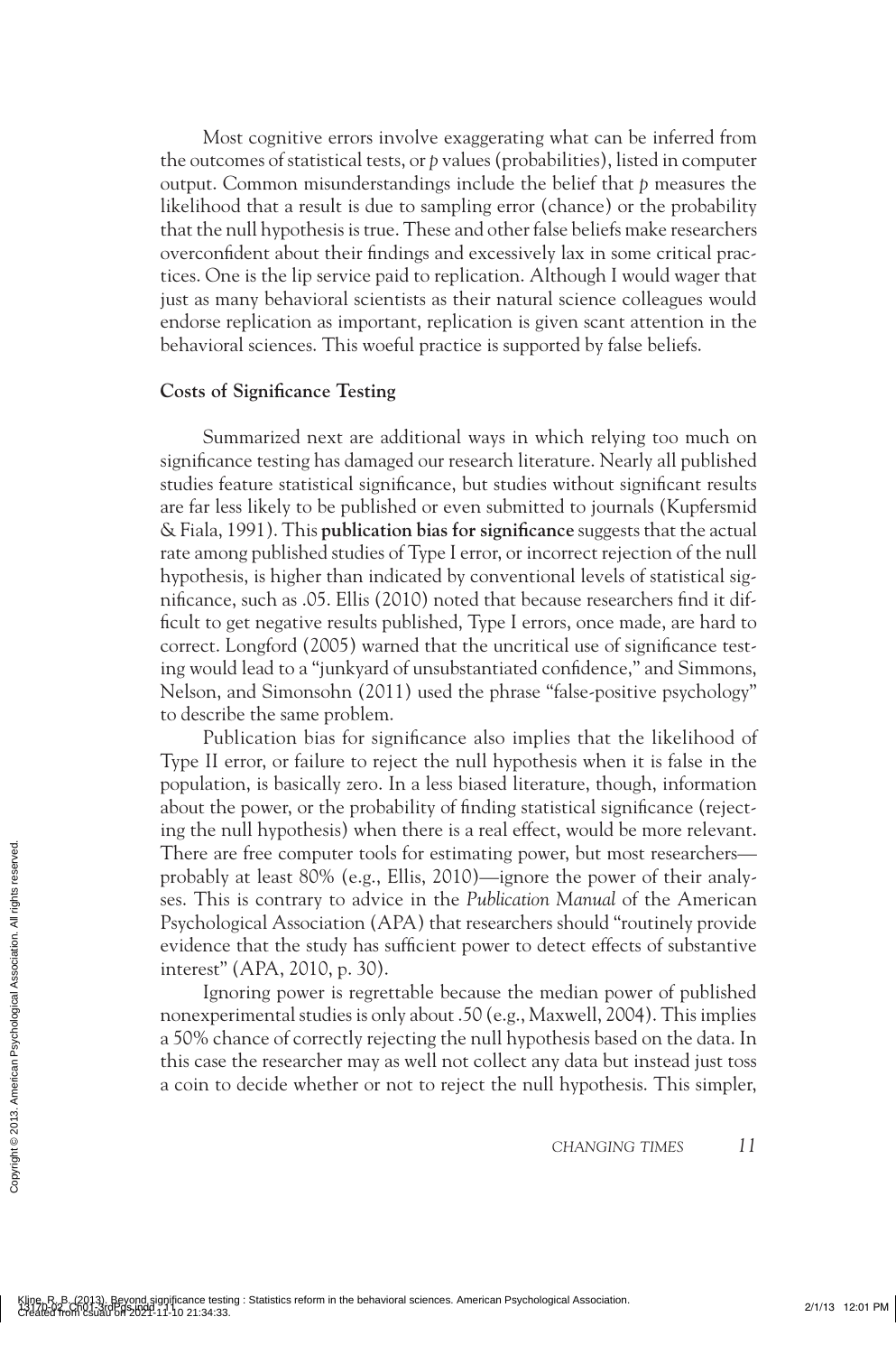Most cognitive errors involve exaggerating what can be inferred from the outcomes of statistical tests, or *p* values (probabilities), listed in computer output. Common misunderstandings include the belief that *p* measures the likelihood that a result is due to sampling error (chance) or the probability that the null hypothesis is true. These and other false beliefs make researchers overconfident about their findings and excessively lax in some critical practices. One is the lip service paid to replication. Although I would wager that just as many behavioral scientists as their natural science colleagues would endorse replication as important, replication is given scant attention in the behavioral sciences. This woeful practice is supported by false beliefs.

### Costs of Significance Testing

Summarized next are additional ways in which relying too much on significance testing has damaged our research literature. Nearly all published studies feature statistical significance, but studies without significant results are far less likely to be published or even submitted to journals (Kupfersmid & Fiala, 1991). This **publication bias for significance** suggests that the actual rate among published studies of Type I error, or incorrect rejection of the null hypothesis, is higher than indicated by conventional levels of statistical significance, such as .05. Ellis (2010) noted that because researchers find it difficult to get negative results published, Type I errors, once made, are hard to correct. Longford (2005) warned that the uncritical use of significance testing would lead to a "junkyard of unsubstantiated confidence," and Simmons, Nelson, and Simonsohn (2011) used the phrase "false-positive psychology" to describe the same problem.

Publication bias for significance also implies that the likelihood of Type II error, or failure to reject the null hypothesis when it is false in the population, is basically zero. In a less biased literature, though, information about the power, or the probability of finding statistical significance (rejecting the null hypothesis) when there is a real effect, would be more relevant. There are free computer tools for estimating power, but most researchers—probably at least 80% (e.g., Ellis, 2010)—ignore the power of their analyses. This is contrary to advice in the *Publication Manual* of the American Psychological Association (APA) that researchers should "routinely provide evidence that the study has sufficient power to detect effects of substantive interest" (APA, 2010, p. 30).

Ignoring power is regrettable because the median power of published nonexperimental studies is only about .50 (e.g., Maxwell, 2004). This implies a 50% chance of correctly rejecting the null hypothesis based on the data. In this case the researcher may as well not collect any data but instead just toss a coin to decide whether or not to reject the null hypothesis. This simpler,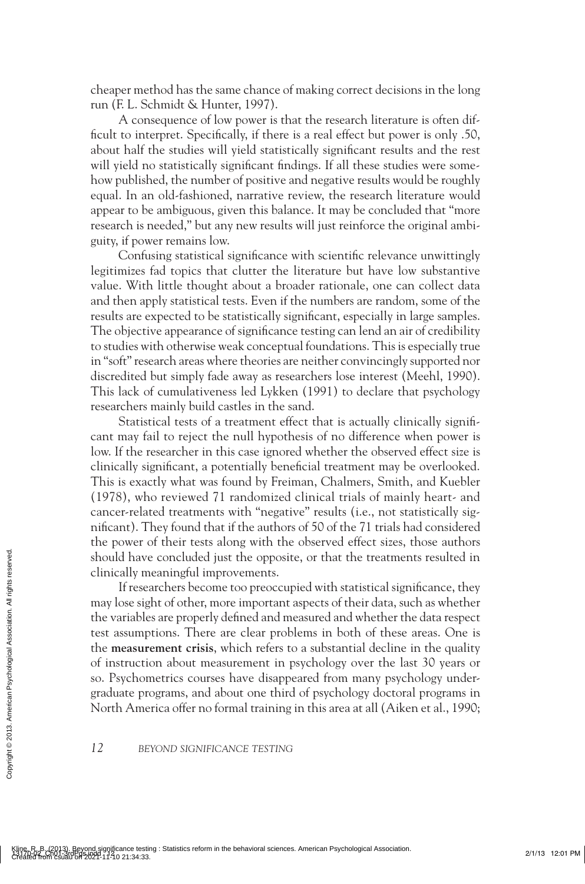cheaper method has the same chance of making correct decisions in the long run (F. L. Schmidt & Hunter, 1997).

A consequence of low power is that the research literature is often difficult to interpret. Specifically, if there is a real effect but power is only .50, about half the studies will yield statistically significant results and the rest will yield no statistically significant findings. If all these studies were somehow published, the number of positive and negative results would be roughly equal. In an old-fashioned, narrative review, the research literature would appear to be ambiguous, given this balance. It may be concluded that "more research is needed," but any new results will just reinforce the original ambiguity, if power remains low.

Confusing statistical significance with scientific relevance unwittingly legitimizes fad topics that clutter the literature but have low substantive value. With little thought about a broader rationale, one can collect data and then apply statistical tests. Even if the numbers are random, some of the results are expected to be statistically significant, especially in large samples. The objective appearance of significance testing can lend an air of credibility to studies with otherwise weak conceptual foundations. This is especially true in "soft" research areas where theories are neither convincingly supported nor discredited but simply fade away as researchers lose interest (Meehl, 1990). This lack of cumulativeness led Lykken (1991) to declare that psychology researchers mainly build castles in the sand.

Statistical tests of a treatment effect that is actually clinically significant may fail to reject the null hypothesis of no difference when power is low. If the researcher in this case ignored whether the observed effect size is clinically significant, a potentially beneficial treatment may be overlooked. This is exactly what was found by Freiman, Chalmers, Smith, and Kuebler (1978), who reviewed 71 randomized clinical trials of mainly heart- and cancer-related treatments with "negative" results (i.e., not statistically significant). They found that if the authors of 50 of the 71 trials had considered the power of their tests along with the observed effect sizes, those authors should have concluded just the opposite, or that the treatments resulted in clinically meaningful improvements.

If researchers become too preoccupied with statistical significance, they may lose sight of other, more important aspects of their data, such as whether the variables are properly defined and measured and whether the data respect test assumptions. There are clear problems in both of these areas. One is the **measurement crisis**, which refers to a substantial decline in the quality of instruction about measurement in psychology over the last 30 years or so. Psychometrics courses have disappeared from many psychology undergraduate programs, and about one third of psychology doctoral programs in North America offer no formal training in this area at all (Aiken et al., 1990;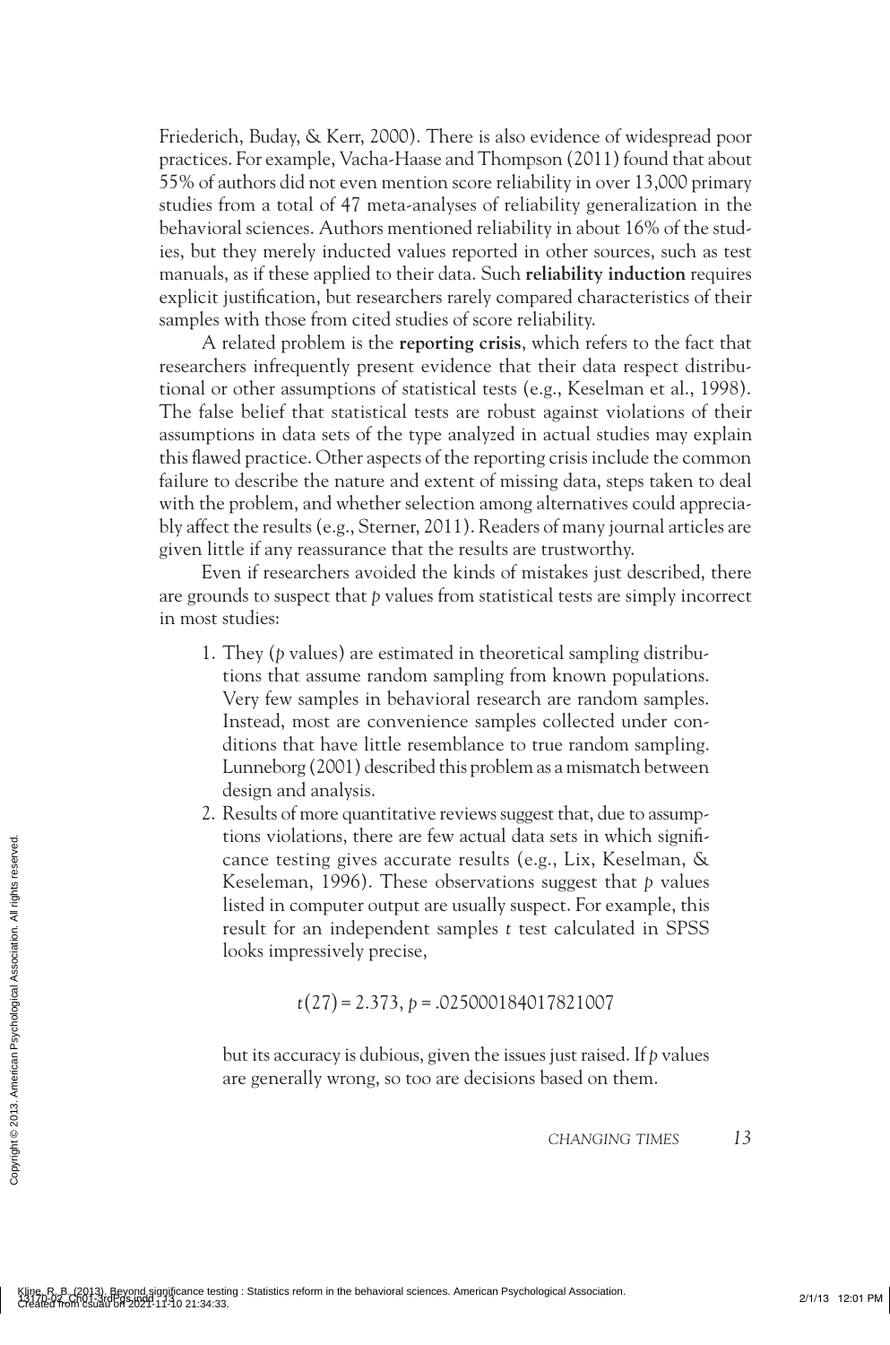Friederich, Buday, & Kerr, 2000). There is also evidence of widespread poor practices. For example, Vacha-Haase and Thompson (2011) found that about 55% of authors did not even mention score reliability in over 13,000 primary studies from a total of 47 meta-analyses of reliability generalization in the behavioral sciences. Authors mentioned reliability in about 16% of the studies, but they merely inducted values reported in other sources, such as test manuals, as if these applied to their data. Such **reliability induction** requires explicit justification, but researchers rarely compared characteristics of their samples with those from cited studies of score reliability.

A related problem is the **reporting crisis**, which refers to the fact that researchers infrequently present evidence that their data respect distributional or other assumptions of statistical tests (e.g., Keselman et al., 1998). The false belief that statistical tests are robust against violations of their assumptions in data sets of the type analyzed in actual studies may explain this flawed practice. Other aspects of the reporting crisis include the common failure to describe the nature and extent of missing data, steps taken to deal with the problem, and whether selection among alternatives could appreciably affect the results (e.g., Sterner, 2011). Readers of many journal articles are given little if any reassurance that the results are trustworthy.

Even if researchers avoided the kinds of mistakes just described, there are grounds to suspect that *p* values from statistical tests are simply incorrect in most studies:

1. They (*p* values) are estimated in theoretical sampling distributions that assume random sampling from known populations. Very few samples in behavioral research are random samples. Instead, most are convenience samples collected under conditions that have little resemblance to true random sampling. Lunneborg (2001) described this problem as a mismatch between design and analysis.
2. Results of more quantitative reviews suggest that, due to assumptions violations, there are few actual data sets in which significance testing gives accurate results (e.g., Lix, Keselman, & Keseleman, 1996). These observations suggest that *p* values listed in computer output are usually suspect. For example, this result for an independent samples *t* test calculated in SPSS looks impressively precise,

   $$t(27) = 2.373,\ p = .025000184017821007$$

   but its accuracy is dubious, given the issues just raised. If *p* values are generally wrong, so too are decisions based on them.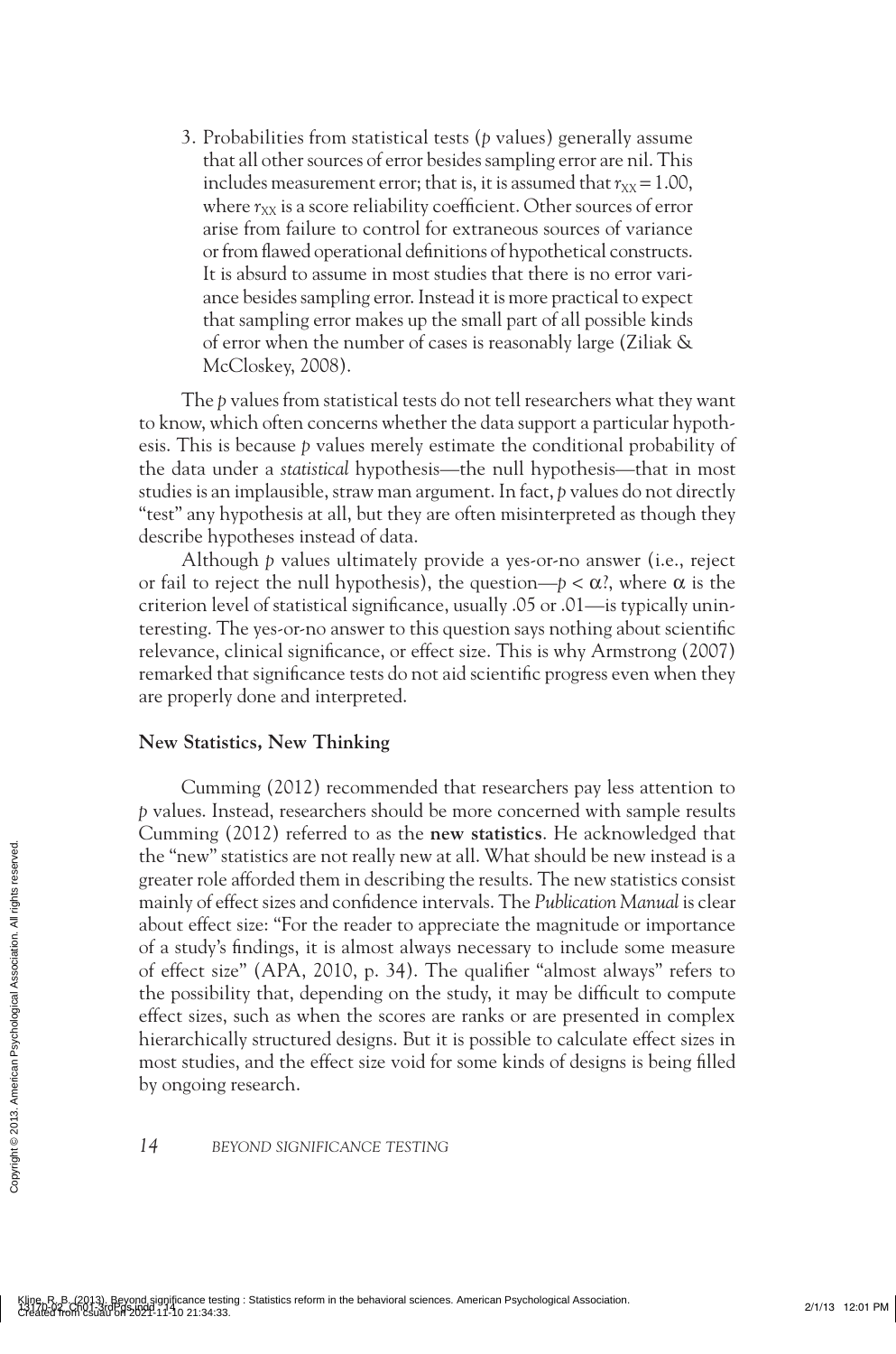3. Probabilities from statistical tests (*p* values) generally assume that all other sources of error besides sampling error are nil. This includes measurement error; that is, it is assumed that $r_{XX} = 1.00$, where $r_{XX}$ is a score reliability coefficient. Other sources of error arise from failure to control for extraneous sources of variance or from flawed operational definitions of hypothetical constructs. It is absurd to assume in most studies that there is no error variance besides sampling error. Instead it is more practical to expect that sampling error makes up the small part of all possible kinds of error when the number of cases is reasonably large (Ziliak & McCloskey, 2008).

The *p* values from statistical tests do not tell researchers what they want to know, which often concerns whether the data support a particular hypothesis. This is because *p* values merely estimate the conditional probability of the data under a *statistical* hypothesis—the null hypothesis—that in most studies is an implausible, straw man argument. In fact, *p* values do not directly "test" any hypothesis at all, but they are often misinterpreted as though they describe hypotheses instead of data.

Although *p* values ultimately provide a yes-or-no answer (i.e., reject or fail to reject the null hypothesis), the question—$p < \alpha$?, where $\alpha$ is the criterion level of statistical significance, usually .05 or .01—is typically uninteresting. The yes-or-no answer to this question says nothing about scientific relevance, clinical significance, or effect size. This is why Armstrong (2007) remarked that significance tests do not aid scientific progress even when they are properly done and interpreted.

### New Statistics, New Thinking

Cumming (2012) recommended that researchers pay less attention to *p* values. Instead, researchers should be more concerned with sample results Cumming (2012) referred to as the **new statistics**. He acknowledged that the "new" statistics are not really new at all. What should be new instead is a greater role afforded them in describing the results. The new statistics consist mainly of effect sizes and confidence intervals. The *Publication Manual* is clear about effect size: "For the reader to appreciate the magnitude or importance of a study's findings, it is almost always necessary to include some measure of effect size" (APA, 2010, p. 34). The qualifier "almost always" refers to the possibility that, depending on the study, it may be difficult to compute effect sizes, such as when the scores are ranks or are presented in complex hierarchically structured designs. But it is possible to calculate effect sizes in most studies, and the effect size void for some kinds of designs is being filled by ongoing research.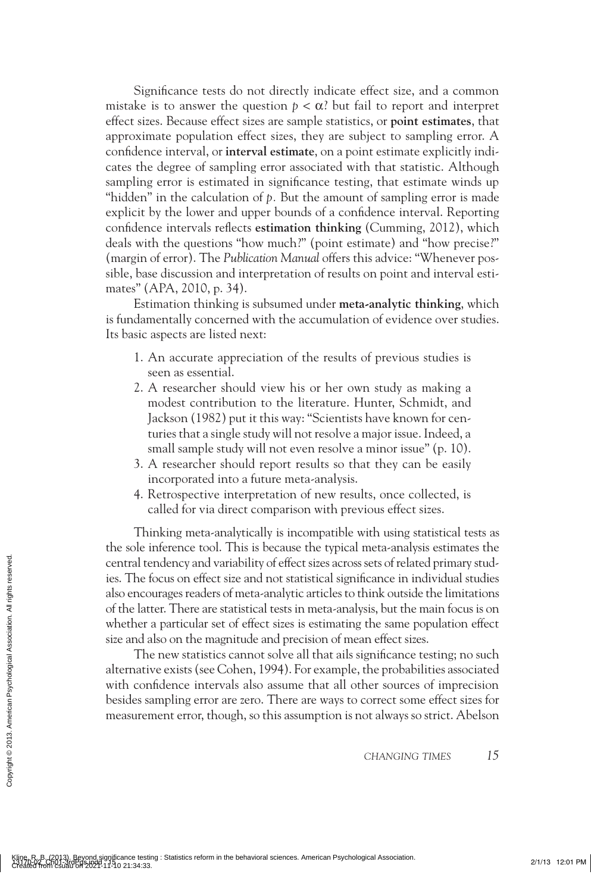Significance tests do not directly indicate effect size, and a common mistake is to answer the question $p < \alpha$? but fail to report and interpret effect sizes. Because effect sizes are sample statistics, or **point estimates**, that approximate population effect sizes, they are subject to sampling error. A confidence interval, or **interval estimate**, on a point estimate explicitly indicates the degree of sampling error associated with that statistic. Although sampling error is estimated in significance testing, that estimate winds up "hidden" in the calculation of $p$. But the amount of sampling error is made explicit by the lower and upper bounds of a confidence interval. Reporting confidence intervals reflects **estimation thinking** (Cumming, 2012), which deals with the questions "how much?" (point estimate) and "how precise?" (margin of error). The *Publication Manual* offers this advice: "Whenever possible, base discussion and interpretation of results on point and interval estimates" (APA, 2010, p. 34).

Estimation thinking is subsumed under **meta-analytic thinking**, which is fundamentally concerned with the accumulation of evidence over studies. Its basic aspects are listed next:

1. An accurate appreciation of the results of previous studies is seen as essential.
2. A researcher should view his or her own study as making a modest contribution to the literature. Hunter, Schmidt, and Jackson (1982) put it this way: "Scientists have known for centuries that a single study will not resolve a major issue. Indeed, a small sample study will not even resolve a minor issue" (p. 10).
3. A researcher should report results so that they can be easily incorporated into a future meta-analysis.
4. Retrospective interpretation of new results, once collected, is called for via direct comparison with previous effect sizes.

Thinking meta-analytically is incompatible with using statistical tests as the sole inference tool. This is because the typical meta-analysis estimates the central tendency and variability of effect sizes across sets of related primary studies. The focus on effect size and not statistical significance in individual studies also encourages readers of meta-analytic articles to think outside the limitations of the latter. There are statistical tests in meta-analysis, but the main focus is on whether a particular set of effect sizes is estimating the same population effect size and also on the magnitude and precision of mean effect sizes.

The new statistics cannot solve all that ails significance testing; no such alternative exists (see Cohen, 1994). For example, the probabilities associated with confidence intervals also assume that all other sources of imprecision besides sampling error are zero. There are ways to correct some effect sizes for measurement error, though, so this assumption is not always so strict. Abelson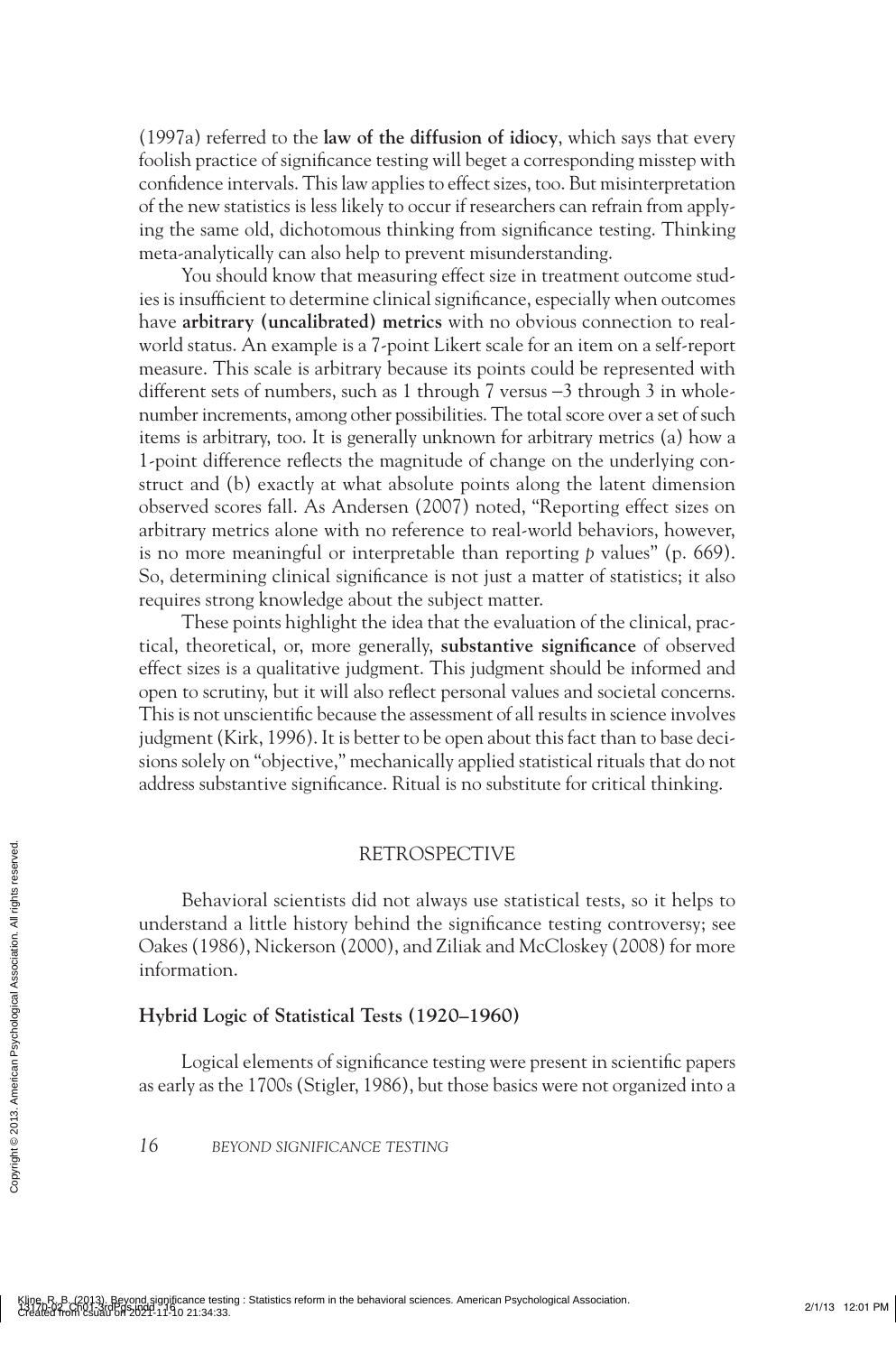(1997a) referred to the **law of the diffusion of idiocy**, which says that every foolish practice of significance testing will beget a corresponding misstep with confidence intervals. This law applies to effect sizes, too. But misinterpretation of the new statistics is less likely to occur if researchers can refrain from applying the same old, dichotomous thinking from significance testing. Thinking meta-analytically can also help to prevent misunderstanding.

You should know that measuring effect size in treatment outcome studies is insufficient to determine clinical significance, especially when outcomes have **arbitrary (uncalibrated) metrics** with no obvious connection to real-world status. An example is a 7-point Likert scale for an item on a self-report measure. This scale is arbitrary because its points could be represented with different sets of numbers, such as 1 through 7 versus −3 through 3 in whole-number increments, among other possibilities. The total score over a set of such items is arbitrary, too. It is generally unknown for arbitrary metrics (a) how a 1-point difference reflects the magnitude of change on the underlying construct and (b) exactly at what absolute points along the latent dimension observed scores fall. As Andersen (2007) noted, "Reporting effect sizes on arbitrary metrics alone with no reference to real-world behaviors, however, is no more meaningful or interpretable than reporting *p* values" (p. 669). So, determining clinical significance is not just a matter of statistics; it also requires strong knowledge about the subject matter.

These points highlight the idea that the evaluation of the clinical, practical, theoretical, or, more generally, **substantive significance** of observed effect sizes is a qualitative judgment. This judgment should be informed and open to scrutiny, but it will also reflect personal values and societal concerns. This is not unscientific because the assessment of all results in science involves judgment (Kirk, 1996). It is better to be open about this fact than to base decisions solely on "objective," mechanically applied statistical rituals that do not address substantive significance. Ritual is no substitute for critical thinking.

## RETROSPECTIVE

Behavioral scientists did not always use statistical tests, so it helps to understand a little history behind the significance testing controversy; see Oakes (1986), Nickerson (2000), and Ziliak and McCloskey (2008) for more information.

### Hybrid Logic of Statistical Tests (1920–1960)

Logical elements of significance testing were present in scientific papers as early as the 1700s (Stigler, 1986), but those basics were not organized into a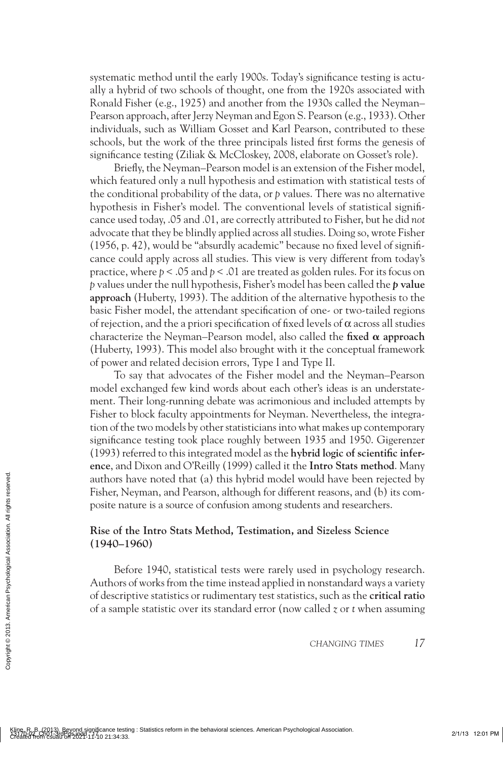systematic method until the early 1900s. Today's significance testing is actually a hybrid of two schools of thought, one from the 1920s associated with Ronald Fisher (e.g., 1925) and another from the 1930s called the Neyman–Pearson approach, after Jerzy Neyman and Egon S. Pearson (e.g., 1933). Other individuals, such as William Gosset and Karl Pearson, contributed to these schools, but the work of the three principals listed first forms the genesis of significance testing (Ziliak & McCloskey, 2008, elaborate on Gosset's role).

Briefly, the Neyman–Pearson model is an extension of the Fisher model, which featured only a null hypothesis and estimation with statistical tests of the conditional probability of the data, or $p$ values. There was no alternative hypothesis in Fisher's model. The conventional levels of statistical significance used today, .05 and .01, are correctly attributed to Fisher, but he did *not* advocate that they be blindly applied across all studies. Doing so, wrote Fisher (1956, p. 42), would be "absurdly academic" because no fixed level of significance could apply across all studies. This view is very different from today's practice, where $p < .05$ and $p < .01$ are treated as golden rules. For its focus on $p$ values under the null hypothesis, Fisher's model has been called the ***p* value approach** (Huberty, 1993). The addition of the alternative hypothesis to the basic Fisher model, the attendant specification of one- or two-tailed regions of rejection, and the a priori specification of fixed levels of $\alpha$ across all studies characterize the Neyman–Pearson model, also called the **fixed $\alpha$ approach** (Huberty, 1993). This model also brought with it the conceptual framework of power and related decision errors, Type I and Type II.

To say that advocates of the Fisher model and the Neyman–Pearson model exchanged few kind words about each other's ideas is an understatement. Their long-running debate was acrimonious and included attempts by Fisher to block faculty appointments for Neyman. Nevertheless, the integration of the two models by other statisticians into what makes up contemporary significance testing took place roughly between 1935 and 1950. Gigerenzer (1993) referred to this integrated model as the **hybrid logic of scientific inference**, and Dixon and O'Reilly (1999) called it the **Intro Stats method**. Many authors have noted that (a) this hybrid model would have been rejected by Fisher, Neyman, and Pearson, although for different reasons, and (b) its composite nature is a source of confusion among students and researchers.

## Rise of the Intro Stats Method, Testimation, and Sizeless Science (1940–1960)

Before 1940, statistical tests were rarely used in psychology research. Authors of works from the time instead applied in nonstandard ways a variety of descriptive statistics or rudimentary test statistics, such as the **critical ratio** of a sample statistic over its standard error (now called $z$ or $t$ when assuming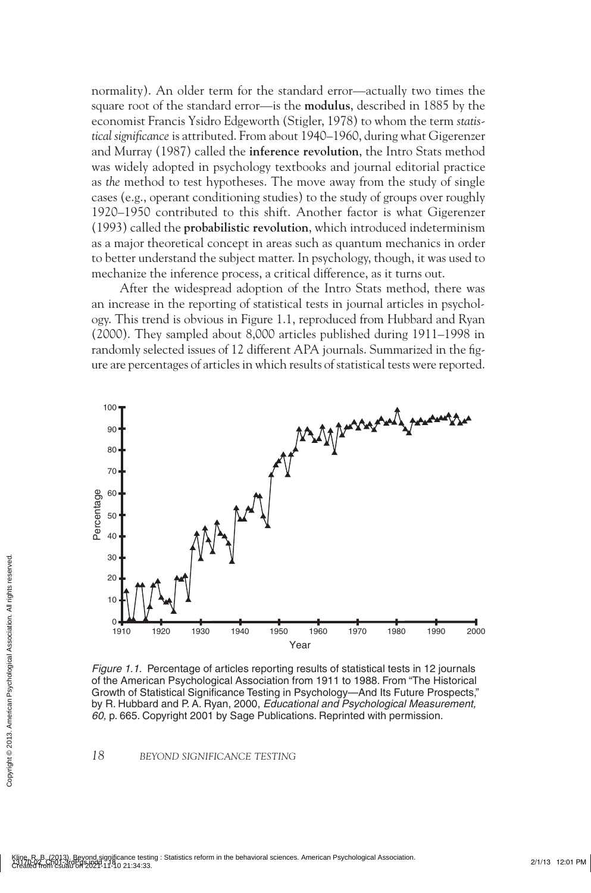normality). An older term for the standard error—actually two times the square root of the standard error—is the **modulus**, described in 1885 by the economist Francis Ysidro Edgeworth (Stigler, 1978) to whom the term *statistical significance* is attributed. From about 1940–1960, during what Gigerenzer and Murray (1987) called the **inference revolution**, the Intro Stats method was widely adopted in psychology textbooks and journal editorial practice as *the* method to test hypotheses. The move away from the study of single cases (e.g., operant conditioning studies) to the study of groups over roughly 1920–1950 contributed to this shift. Another factor is what Gigerenzer (1993) called the **probabilistic revolution**, which introduced indeterminism as a major theoretical concept in areas such as quantum mechanics in order to better understand the subject matter. In psychology, though, it was used to mechanize the inference process, a critical difference, as it turns out.

After the widespread adoption of the Intro Stats method, there was an increase in the reporting of statistical tests in journal articles in psychology. This trend is obvious in Figure 1.1, reproduced from Hubbard and Ryan (2000). They sampled about 8,000 articles published during 1911–1998 in randomly selected issues of 12 different APA journals. Summarized in the figure are percentages of articles in which results of statistical tests were reported.

*Figure 1.1.* Percentage of articles reporting results of statistical tests in 12 journals of the American Psychological Association from 1911 to 1988. From "The Historical Growth of Statistical Significance Testing in Psychology—And Its Future Prospects," by R. Hubbard and P. A. Ryan, 2000, *Educational and Psychological Measurement, 60,* p. 665. Copyright 2001 by Sage Publications. Reprinted with permission.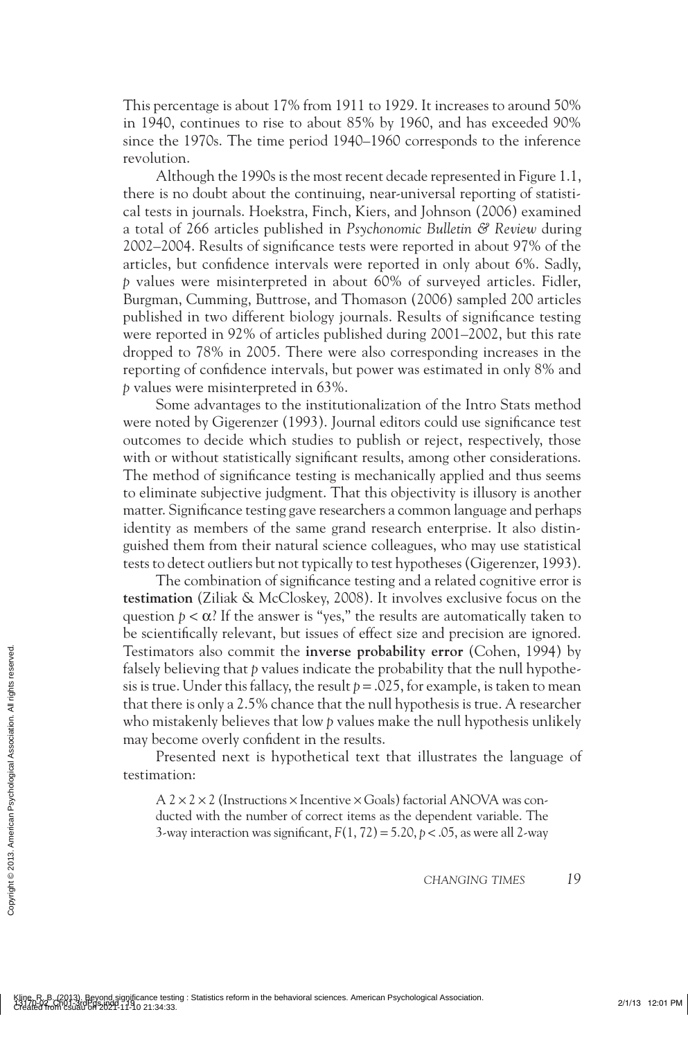This percentage is about 17% from 1911 to 1929. It increases to around 50% in 1940, continues to rise to about 85% by 1960, and has exceeded 90% since the 1970s. The time period 1940–1960 corresponds to the inference revolution.

Although the 1990s is the most recent decade represented in Figure 1.1, there is no doubt about the continuing, near-universal reporting of statistical tests in journals. Hoekstra, Finch, Kiers, and Johnson (2006) examined a total of 266 articles published in *Psychonomic Bulletin & Review* during 2002–2004. Results of significance tests were reported in about 97% of the articles, but confidence intervals were reported in only about 6%. Sadly, $p$ values were misinterpreted in about 60% of surveyed articles. Fidler, Burgman, Cumming, Buttrose, and Thomason (2006) sampled 200 articles published in two different biology journals. Results of significance testing were reported in 92% of articles published during 2001–2002, but this rate dropped to 78% in 2005. There were also corresponding increases in the reporting of confidence intervals, but power was estimated in only 8% and $p$ values were misinterpreted in 63%.

Some advantages to the institutionalization of the Intro Stats method were noted by Gigerenzer (1993). Journal editors could use significance test outcomes to decide which studies to publish or reject, respectively, those with or without statistically significant results, among other considerations. The method of significance testing is mechanically applied and thus seems to eliminate subjective judgment. That this objectivity is illusory is another matter. Significance testing gave researchers a common language and perhaps identity as members of the same grand research enterprise. It also distinguished them from their natural science colleagues, who may use statistical tests to detect outliers but not typically to test hypotheses (Gigerenzer, 1993).

The combination of significance testing and a related cognitive error is **testimation** (Ziliak & McCloskey, 2008). It involves exclusive focus on the question $p < \alpha$? If the answer is "yes," the results are automatically taken to be scientifically relevant, but issues of effect size and precision are ignored. Testimators also commit the **inverse probability error** (Cohen, 1994) by falsely believing that $p$ values indicate the probability that the null hypothesis is true. Under this fallacy, the result $p = .025$, for example, is taken to mean that there is only a 2.5% chance that the null hypothesis is true. A researcher who mistakenly believes that low $p$ values make the null hypothesis unlikely may become overly confident in the results.

Presented next is hypothetical text that illustrates the language of testimation:

> A 2 × 2 × 2 (Instructions × Incentive × Goals) factorial ANOVA was conducted with the number of correct items as the dependent variable. The 3-way interaction was significant, $F(1, 72) = 5.20$, $p < .05$, as were all 2-way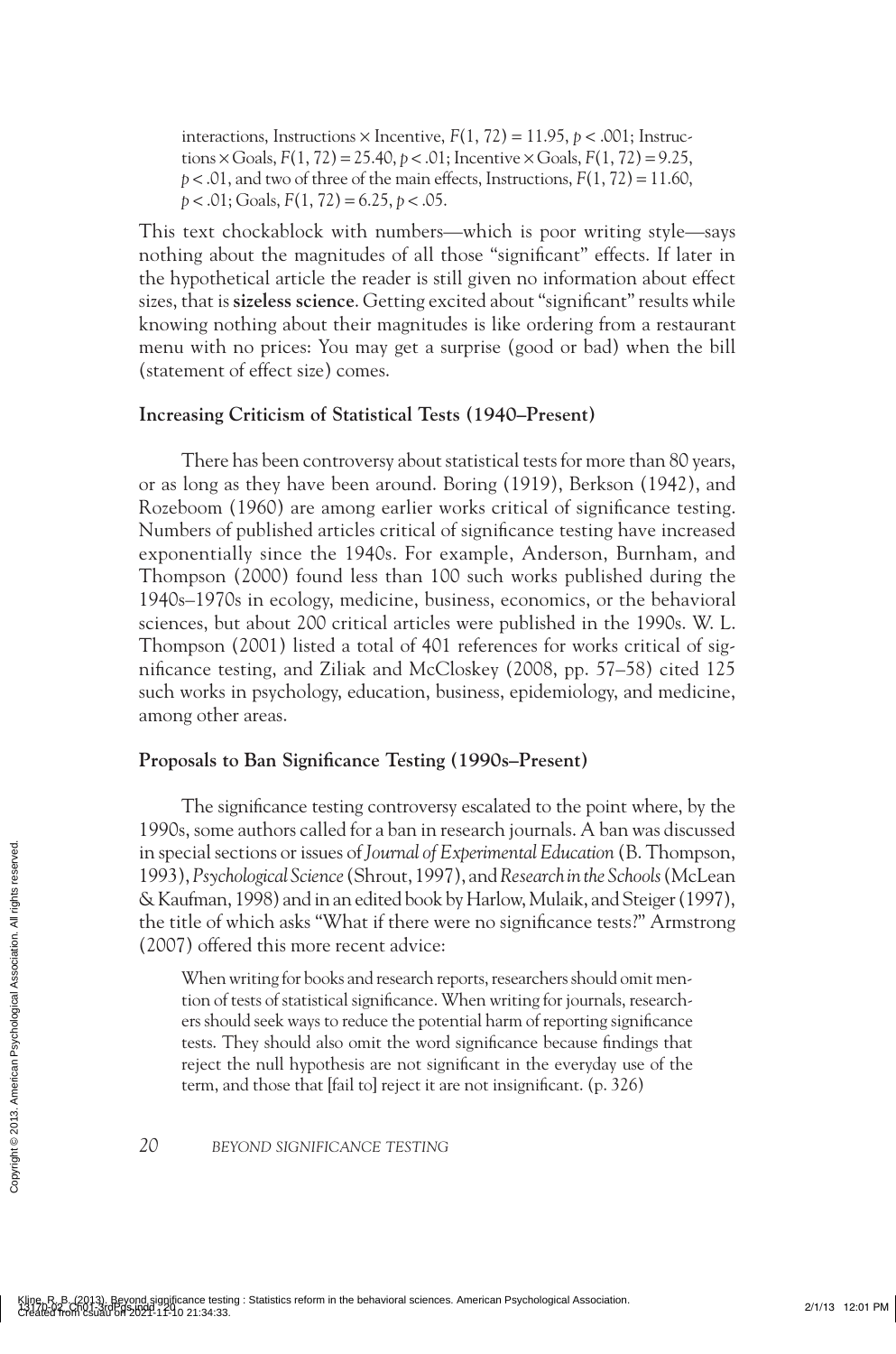interactions, Instructions × Incentive, $F(1, 72) = 11.95$, $p < .001$; Instructions × Goals, $F(1, 72) = 25.40$, $p < .01$; Incentive × Goals, $F(1, 72) = 9.25$, $p < .01$, and two of three of the main effects, Instructions, $F(1, 72) = 11.60$, $p < .01$; Goals, $F(1, 72) = 6.25$, $p < .05$.

This text chockablock with numbers—which is poor writing style—says nothing about the magnitudes of all those "significant" effects. If later in the hypothetical article the reader is still given no information about effect sizes, that is **sizeless science**. Getting excited about "significant" results while knowing nothing about their magnitudes is like ordering from a restaurant menu with no prices: You may get a surprise (good or bad) when the bill (statement of effect size) comes.

### Increasing Criticism of Statistical Tests (1940–Present)

There has been controversy about statistical tests for more than 80 years, or as long as they have been around. Boring (1919), Berkson (1942), and Rozeboom (1960) are among earlier works critical of significance testing. Numbers of published articles critical of significance testing have increased exponentially since the 1940s. For example, Anderson, Burnham, and Thompson (2000) found less than 100 such works published during the 1940s–1970s in ecology, medicine, business, economics, or the behavioral sciences, but about 200 critical articles were published in the 1990s. W. L. Thompson (2001) listed a total of 401 references for works critical of significance testing, and Ziliak and McCloskey (2008, pp. 57–58) cited 125 such works in psychology, education, business, epidemiology, and medicine, among other areas.

### Proposals to Ban Significance Testing (1990s–Present)

The significance testing controversy escalated to the point where, by the 1990s, some authors called for a ban in research journals. A ban was discussed in special sections or issues of *Journal of Experimental Education* (B. Thompson, 1993), *Psychological Science* (Shrout, 1997), and *Research in the Schools* (McLean & Kaufman, 1998) and in an edited book by Harlow, Mulaik, and Steiger (1997), the title of which asks "What if there were no significance tests?" Armstrong (2007) offered this more recent advice:

> When writing for books and research reports, researchers should omit mention of tests of statistical significance. When writing for journals, researchers should seek ways to reduce the potential harm of reporting significance tests. They should also omit the word significance because findings that reject the null hypothesis are not significant in the everyday use of the term, and those that [fail to] reject it are not insignificant. (p. 326)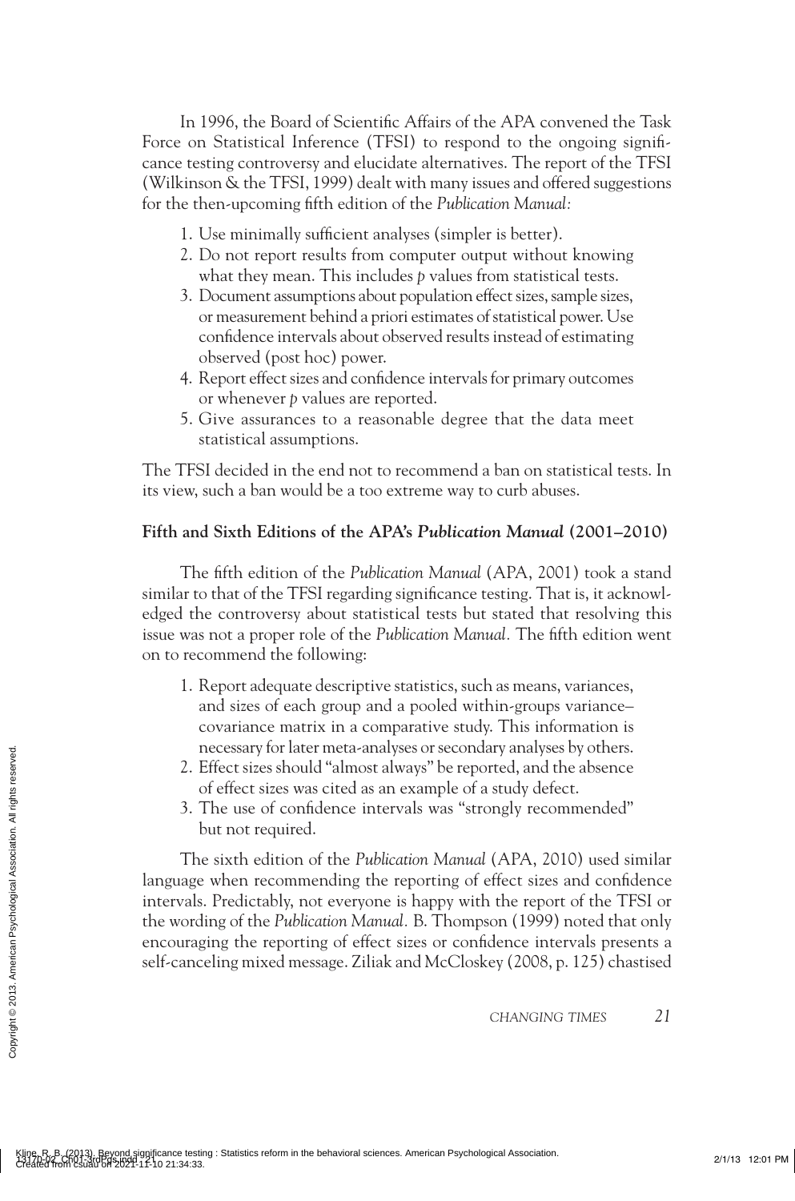In 1996, the Board of Scientific Affairs of the APA convened the Task Force on Statistical Inference (TFSI) to respond to the ongoing significance testing controversy and elucidate alternatives. The report of the TFSI (Wilkinson & the TFSI, 1999) dealt with many issues and offered suggestions for the then-upcoming fifth edition of the *Publication Manual:*

1. Use minimally sufficient analyses (simpler is better).
2. Do not report results from computer output without knowing what they mean. This includes *p* values from statistical tests.
3. Document assumptions about population effect sizes, sample sizes, or measurement behind a priori estimates of statistical power. Use confidence intervals about observed results instead of estimating observed (post hoc) power.
4. Report effect sizes and confidence intervals for primary outcomes or whenever *p* values are reported.
5. Give assurances to a reasonable degree that the data meet statistical assumptions.

The TFSI decided in the end not to recommend a ban on statistical tests. In its view, such a ban would be a too extreme way to curb abuses.

### Fifth and Sixth Editions of the APA's *Publication Manual* (2001–2010)

The fifth edition of the *Publication Manual* (APA, 2001) took a stand similar to that of the TFSI regarding significance testing. That is, it acknowledged the controversy about statistical tests but stated that resolving this issue was not a proper role of the *Publication Manual.* The fifth edition went on to recommend the following:

1. Report adequate descriptive statistics, such as means, variances, and sizes of each group and a pooled within-groups variance–covariance matrix in a comparative study. This information is necessary for later meta-analyses or secondary analyses by others.
2. Effect sizes should "almost always" be reported, and the absence of effect sizes was cited as an example of a study defect.
3. The use of confidence intervals was "strongly recommended" but not required.

The sixth edition of the *Publication Manual* (APA, 2010) used similar language when recommending the reporting of effect sizes and confidence intervals. Predictably, not everyone is happy with the report of the TFSI or the wording of the *Publication Manual.* B. Thompson (1999) noted that only encouraging the reporting of effect sizes or confidence intervals presents a self-canceling mixed message. Ziliak and McCloskey (2008, p. 125) chastised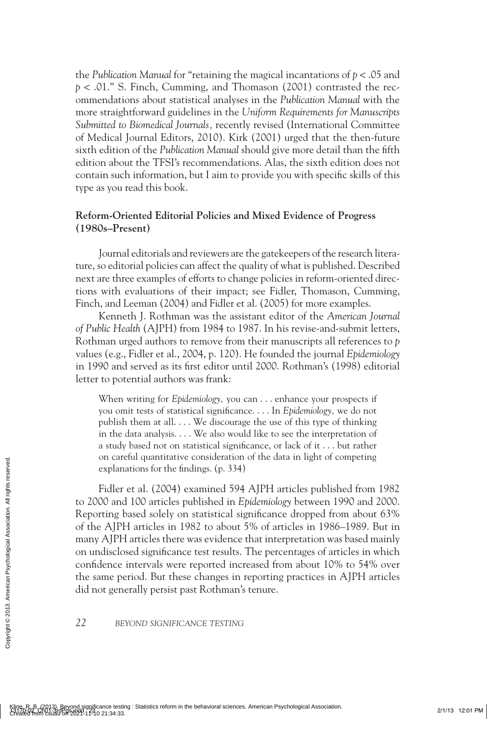the *Publication Manual* for "retaining the magical incantations of $p < .05$ and $p < .01$." S. Finch, Cumming, and Thomason (2001) contrasted the recommendations about statistical analyses in the *Publication Manual* with the more straightforward guidelines in the *Uniform Requirements for Manuscripts Submitted to Biomedical Journals,* recently revised (International Committee of Medical Journal Editors, 2010). Kirk (2001) urged that the then-future sixth edition of the *Publication Manual* should give more detail than the fifth edition about the TFSI's recommendations. Alas, the sixth edition does not contain such information, but I aim to provide you with specific skills of this type as you read this book.

### Reform-Oriented Editorial Policies and Mixed Evidence of Progress (1980s–Present)

Journal editorials and reviewers are the gatekeepers of the research literature, so editorial policies can affect the quality of what is published. Described next are three examples of efforts to change policies in reform-oriented directions with evaluations of their impact; see Fidler, Thomason, Cumming, Finch, and Leeman (2004) and Fidler et al. (2005) for more examples.

Kenneth J. Rothman was the assistant editor of the *American Journal of Public Health* (AJPH) from 1984 to 1987. In his revise-and-submit letters, Rothman urged authors to remove from their manuscripts all references to $p$ values (e.g., Fidler et al., 2004, p. 120). He founded the journal *Epidemiology* in 1990 and served as its first editor until 2000. Rothman's (1998) editorial letter to potential authors was frank:

> When writing for *Epidemiology,* you can . . . enhance your prospects if you omit tests of statistical significance. . . . In *Epidemiology,* we do not publish them at all. . . . We discourage the use of this type of thinking in the data analysis. . . . We also would like to see the interpretation of a study based not on statistical significance, or lack of it . . . but rather on careful quantitative consideration of the data in light of competing explanations for the findings. (p. 334)

Fidler et al. (2004) examined 594 AJPH articles published from 1982 to 2000 and 100 articles published in *Epidemiology* between 1990 and 2000. Reporting based solely on statistical significance dropped from about 63% of the AJPH articles in 1982 to about 5% of articles in 1986–1989. But in many AJPH articles there was evidence that interpretation was based mainly on undisclosed significance test results. The percentages of articles in which confidence intervals were reported increased from about 10% to 54% over the same period. But these changes in reporting practices in AJPH articles did not generally persist past Rothman's tenure.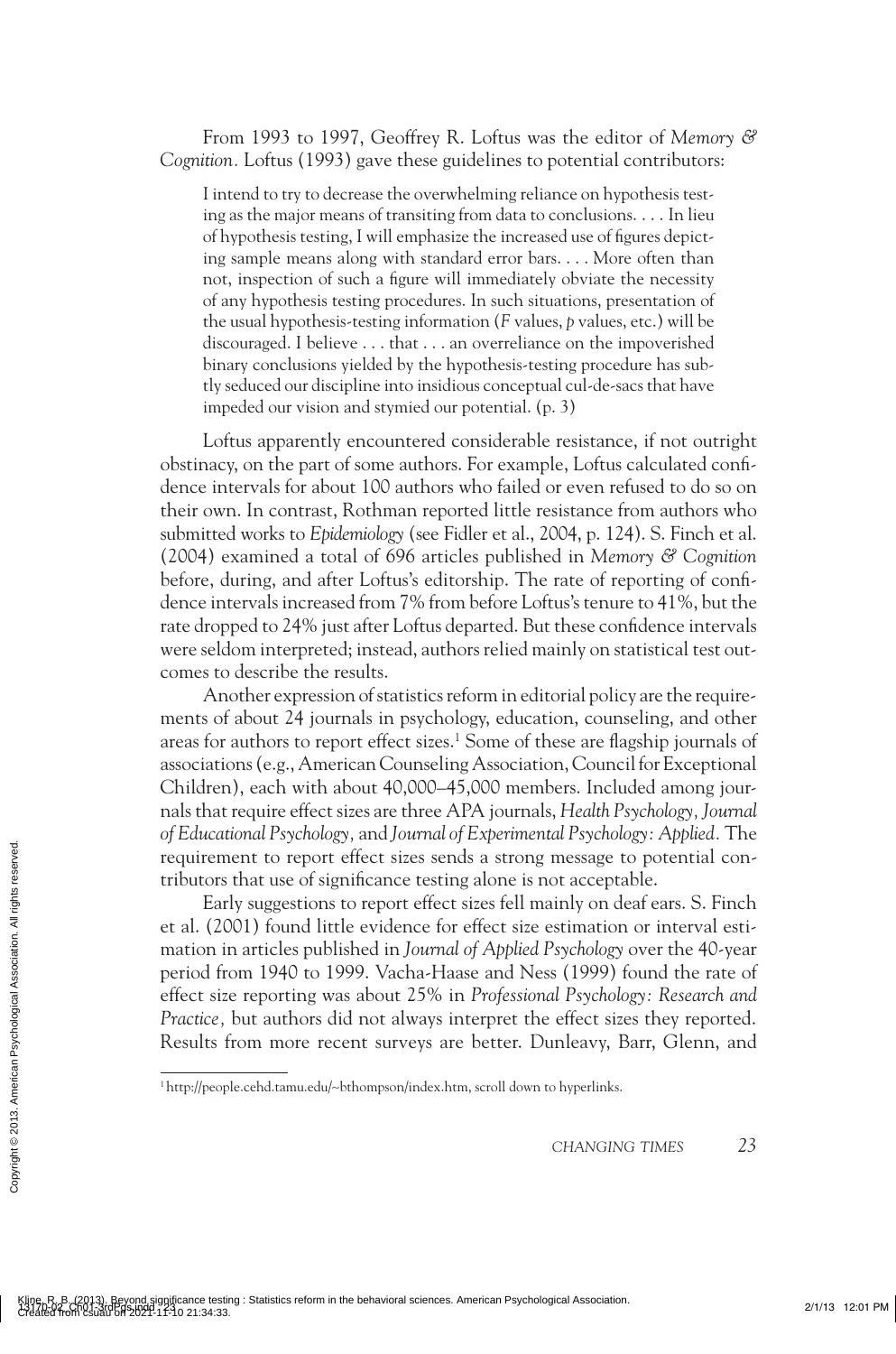From 1993 to 1997, Geoffrey R. Loftus was the editor of *Memory & Cognition.* Loftus (1993) gave these guidelines to potential contributors:

> I intend to try to decrease the overwhelming reliance on hypothesis testing as the major means of transiting from data to conclusions. . . . In lieu of hypothesis testing, I will emphasize the increased use of figures depicting sample means along with standard error bars. . . . More often than not, inspection of such a figure will immediately obviate the necessity of any hypothesis testing procedures. In such situations, presentation of the usual hypothesis-testing information (*F* values, *p* values, etc.) will be discouraged. I believe . . . that . . . an overreliance on the impoverished binary conclusions yielded by the hypothesis-testing procedure has subtly seduced our discipline into insidious conceptual cul-de-sacs that have impeded our vision and stymied our potential. (p. 3)

Loftus apparently encountered considerable resistance, if not outright obstinacy, on the part of some authors. For example, Loftus calculated confidence intervals for about 100 authors who failed or even refused to do so on their own. In contrast, Rothman reported little resistance from authors who submitted works to *Epidemiology* (see Fidler et al., 2004, p. 124). S. Finch et al. (2004) examined a total of 696 articles published in *Memory & Cognition* before, during, and after Loftus's editorship. The rate of reporting of confidence intervals increased from 7% from before Loftus's tenure to 41%, but the rate dropped to 24% just after Loftus departed. But these confidence intervals were seldom interpreted; instead, authors relied mainly on statistical test outcomes to describe the results.

Another expression of statistics reform in editorial policy are the requirements of about 24 journals in psychology, education, counseling, and other areas for authors to report effect sizes.[1] Some of these are flagship journals of associations (e.g., American Counseling Association, Council for Exceptional Children), each with about 40,000–45,000 members. Included among journals that require effect sizes are three APA journals, *Health Psychology, Journal of Educational Psychology,* and *Journal of Experimental Psychology: Applied.* The requirement to report effect sizes sends a strong message to potential contributors that use of significance testing alone is not acceptable.

Early suggestions to report effect sizes fell mainly on deaf ears. S. Finch et al. (2001) found little evidence for effect size estimation or interval estimation in articles published in *Journal of Applied Psychology* over the 40-year period from 1940 to 1999. Vacha-Haase and Ness (1999) found the rate of effect size reporting was about 25% in *Professional Psychology: Research and Practice,* but authors did not always interpret the effect sizes they reported. Results from more recent surveys are better. Dunleavy, Barr, Glenn, and

[1] http://people.cehd.tamu.edu/~bthompson/index.htm, scroll down to hyperlinks.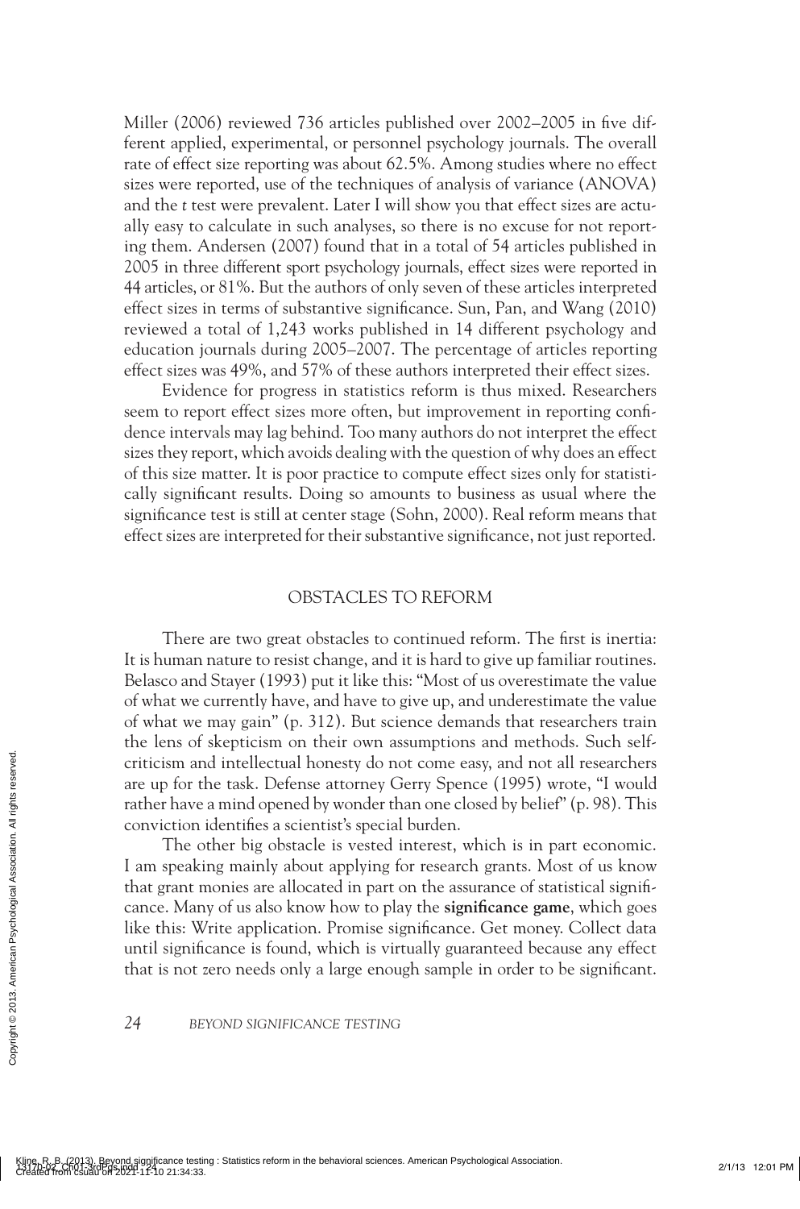Miller (2006) reviewed 736 articles published over 2002–2005 in five different applied, experimental, or personnel psychology journals. The overall rate of effect size reporting was about 62.5%. Among studies where no effect sizes were reported, use of the techniques of analysis of variance (ANOVA) and the *t* test were prevalent. Later I will show you that effect sizes are actually easy to calculate in such analyses, so there is no excuse for not reporting them. Andersen (2007) found that in a total of 54 articles published in 2005 in three different sport psychology journals, effect sizes were reported in 44 articles, or 81%. But the authors of only seven of these articles interpreted effect sizes in terms of substantive significance. Sun, Pan, and Wang (2010) reviewed a total of 1,243 works published in 14 different psychology and education journals during 2005–2007. The percentage of articles reporting effect sizes was 49%, and 57% of these authors interpreted their effect sizes.

Evidence for progress in statistics reform is thus mixed. Researchers seem to report effect sizes more often, but improvement in reporting confidence intervals may lag behind. Too many authors do not interpret the effect sizes they report, which avoids dealing with the question of why does an effect of this size matter. It is poor practice to compute effect sizes only for statistically significant results. Doing so amounts to business as usual where the significance test is still at center stage (Sohn, 2000). Real reform means that effect sizes are interpreted for their substantive significance, not just reported.

## OBSTACLES TO REFORM

There are two great obstacles to continued reform. The first is inertia: It is human nature to resist change, and it is hard to give up familiar routines. Belasco and Stayer (1993) put it like this: "Most of us overestimate the value of what we currently have, and have to give up, and underestimate the value of what we may gain" (p. 312). But science demands that researchers train the lens of skepticism on their own assumptions and methods. Such self-criticism and intellectual honesty do not come easy, and not all researchers are up for the task. Defense attorney Gerry Spence (1995) wrote, "I would rather have a mind opened by wonder than one closed by belief" (p. 98). This conviction identifies a scientist's special burden.

The other big obstacle is vested interest, which is in part economic. I am speaking mainly about applying for research grants. Most of us know that grant monies are allocated in part on the assurance of statistical significance. Many of us also know how to play the **significance game**, which goes like this: Write application. Promise significance. Get money. Collect data until significance is found, which is virtually guaranteed because any effect that is not zero needs only a large enough sample in order to be significant.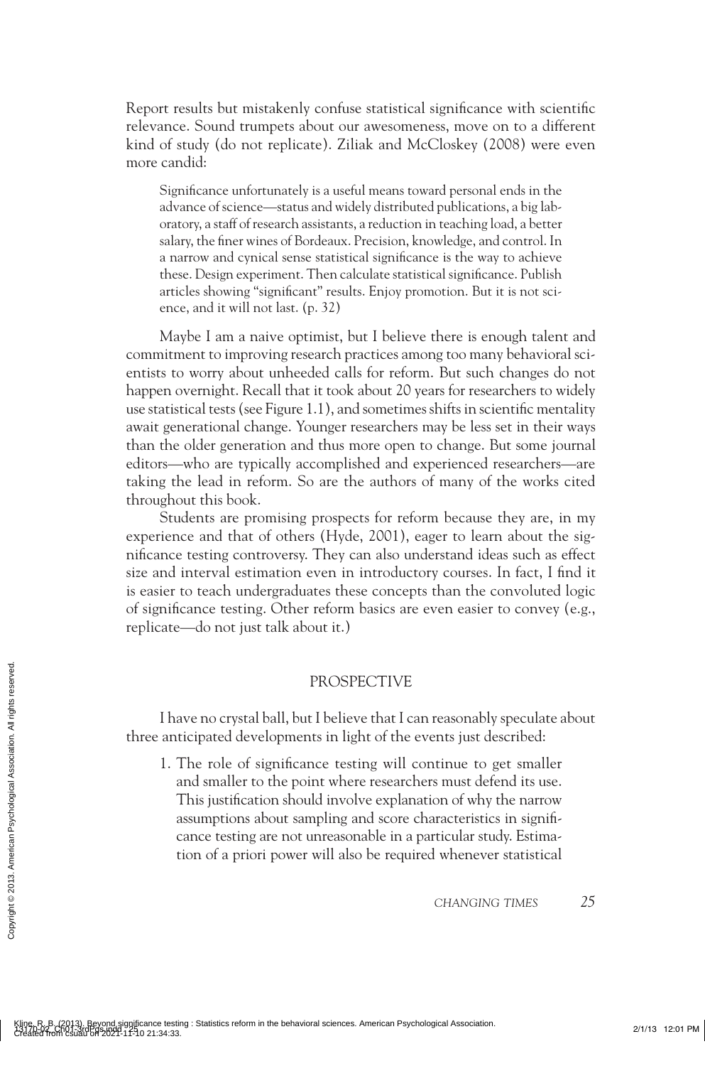Report results but mistakenly confuse statistical significance with scientific relevance. Sound trumpets about our awesomeness, move on to a different kind of study (do not replicate). Ziliak and McCloskey (2008) were even more candid:

> Significance unfortunately is a useful means toward personal ends in the advance of science—status and widely distributed publications, a big laboratory, a staff of research assistants, a reduction in teaching load, a better salary, the finer wines of Bordeaux. Precision, knowledge, and control. In a narrow and cynical sense statistical significance is the way to achieve these. Design experiment. Then calculate statistical significance. Publish articles showing "significant" results. Enjoy promotion. But it is not science, and it will not last. (p. 32)

Maybe I am a naive optimist, but I believe there is enough talent and commitment to improving research practices among too many behavioral scientists to worry about unheeded calls for reform. But such changes do not happen overnight. Recall that it took about 20 years for researchers to widely use statistical tests (see Figure 1.1), and sometimes shifts in scientific mentality await generational change. Younger researchers may be less set in their ways than the older generation and thus more open to change. But some journal editors—who are typically accomplished and experienced researchers—are taking the lead in reform. So are the authors of many of the works cited throughout this book.

Students are promising prospects for reform because they are, in my experience and that of others (Hyde, 2001), eager to learn about the significance testing controversy. They can also understand ideas such as effect size and interval estimation even in introductory courses. In fact, I find it is easier to teach undergraduates these concepts than the convoluted logic of significance testing. Other reform basics are even easier to convey (e.g., replicate—do not just talk about it.)

## PROSPECTIVE

I have no crystal ball, but I believe that I can reasonably speculate about three anticipated developments in light of the events just described:

1. The role of significance testing will continue to get smaller and smaller to the point where researchers must defend its use. This justification should involve explanation of why the narrow assumptions about sampling and score characteristics in significance testing are not unreasonable in a particular study. Estimation of a priori power will also be required whenever statistical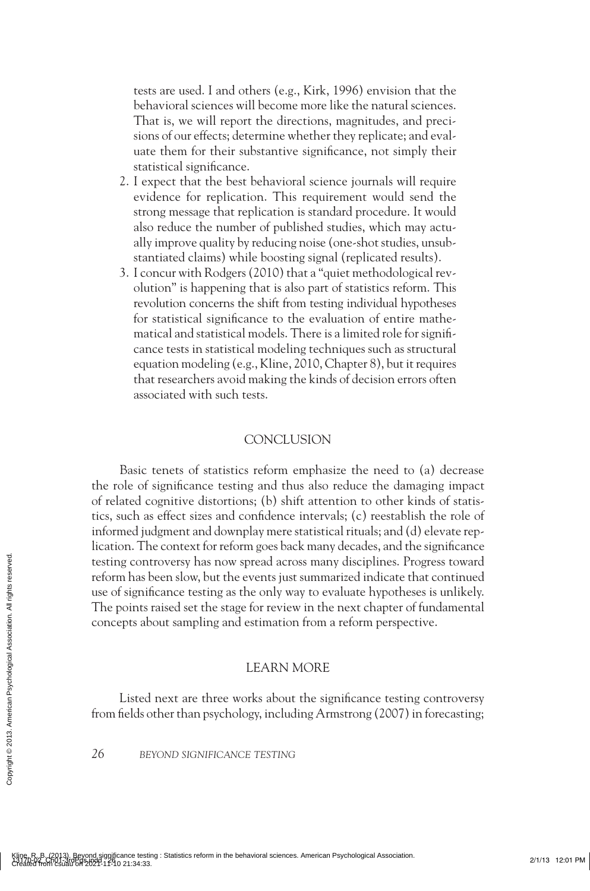tests are used. I and others (e.g., Kirk, 1996) envision that the behavioral sciences will become more like the natural sciences. That is, we will report the directions, magnitudes, and precisions of our effects; determine whether they replicate; and evaluate them for their substantive significance, not simply their statistical significance.

2. I expect that the best behavioral science journals will require evidence for replication. This requirement would send the strong message that replication is standard procedure. It would also reduce the number of published studies, which may actually improve quality by reducing noise (one-shot studies, unsubstantiated claims) while boosting signal (replicated results).
3. I concur with Rodgers (2010) that a "quiet methodological revolution" is happening that is also part of statistics reform. This revolution concerns the shift from testing individual hypotheses for statistical significance to the evaluation of entire mathematical and statistical models. There is a limited role for significance tests in statistical modeling techniques such as structural equation modeling (e.g., Kline, 2010, Chapter 8), but it requires that researchers avoid making the kinds of decision errors often associated with such tests.

## CONCLUSION

Basic tenets of statistics reform emphasize the need to (a) decrease the role of significance testing and thus also reduce the damaging impact of related cognitive distortions; (b) shift attention to other kinds of statistics, such as effect sizes and confidence intervals; (c) reestablish the role of informed judgment and downplay mere statistical rituals; and (d) elevate replication. The context for reform goes back many decades, and the significance testing controversy has now spread across many disciplines. Progress toward reform has been slow, but the events just summarized indicate that continued use of significance testing as the only way to evaluate hypotheses is unlikely. The points raised set the stage for review in the next chapter of fundamental concepts about sampling and estimation from a reform perspective.

## LEARN MORE

Listed next are three works about the significance testing controversy from fields other than psychology, including Armstrong (2007) in forecasting;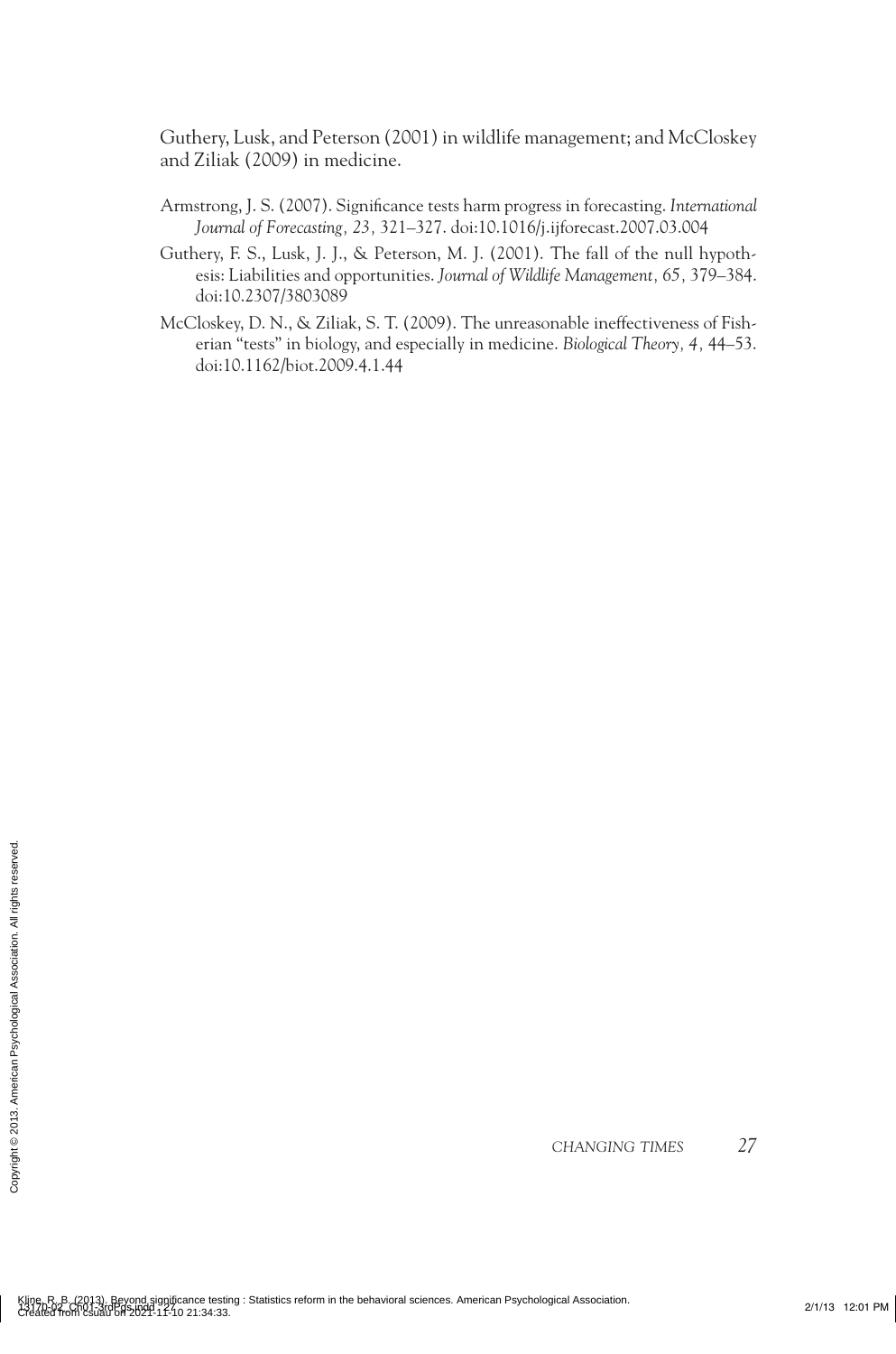Guthery, Lusk, and Peterson (2001) in wildlife management; and McCloskey and Ziliak (2009) in medicine.

Armstrong, J. S. (2007). Significance tests harm progress in forecasting. *International Journal of Forecasting, 23,* 321–327. doi:10.1016/j.ijforecast.2007.03.004

Guthery, F. S., Lusk, J. J., & Peterson, M. J. (2001). The fall of the null hypothesis: Liabilities and opportunities. *Journal of Wildlife Management, 65,* 379–384. doi:10.2307/3803089

McCloskey, D. N., & Ziliak, S. T. (2009). The unreasonable ineffectiveness of Fisherian "tests" in biology, and especially in medicine. *Biological Theory, 4,* 44–53. doi:10.1162/biot.2009.4.1.44